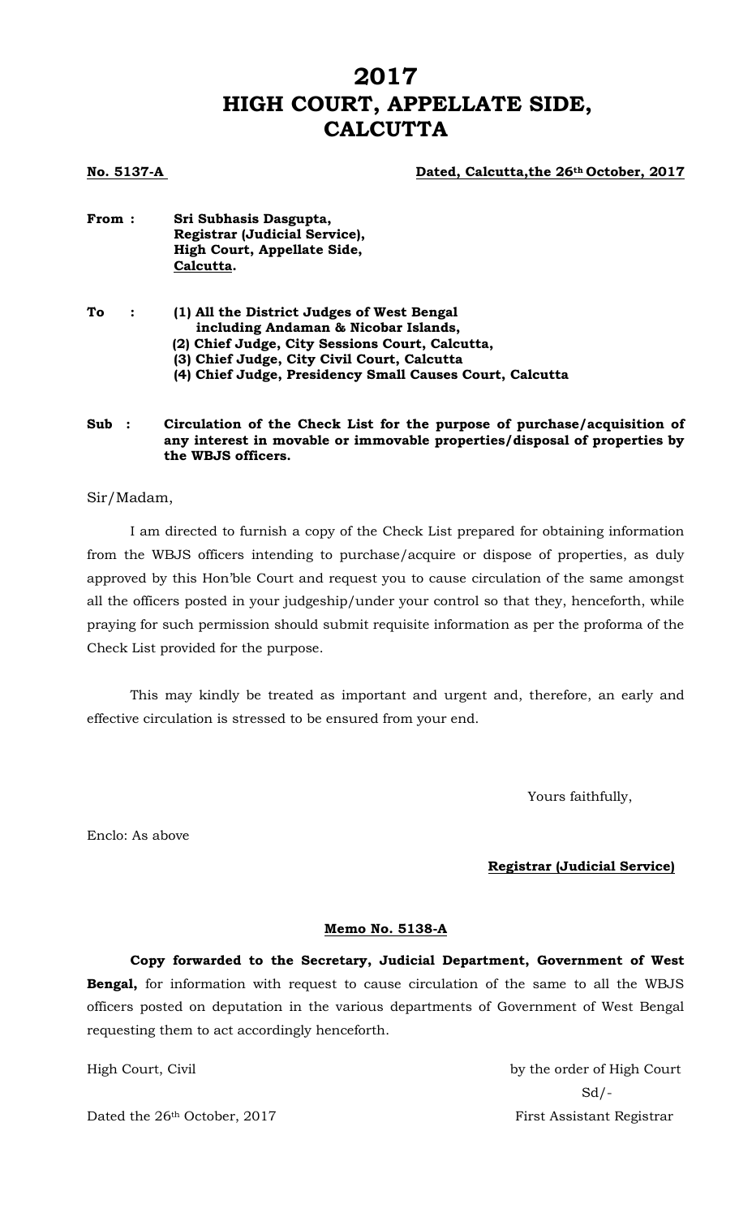# 2017
# HIGH COURT, APPELLATE SIDE, CALCUTTA

**No. 5137-A** **Dated, Calcutta,the 26th October, 2017**

**From : Sri Subhasis Dasgupta,**
**Registrar (Judicial Service),**
**High Court, Appellate Side,**
**Calcutta.**

**To : (1) All the District Judges of West Bengal including Andaman & Nicobar Islands,**
**(2) Chief Judge, City Sessions Court, Calcutta,**
**(3) Chief Judge, City Civil Court, Calcutta**
**(4) Chief Judge, Presidency Small Causes Court, Calcutta**

**Sub : Circulation of the Check List for the purpose of purchase/acquisition of any interest in movable or immovable properties/disposal of properties by the WBJS officers.**

Sir/Madam,

I am directed to furnish a copy of the Check List prepared for obtaining information from the WBJS officers intending to purchase/acquire or dispose of properties, as duly approved by this Hon'ble Court and request you to cause circulation of the same amongst all the officers posted in your judgeship/under your control so that they, henceforth, while praying for such permission should submit requisite information as per the proforma of the Check List provided for the purpose.

This may kindly be treated as important and urgent and, therefore, an early and effective circulation is stressed to be ensured from your end.

Yours faithfully,

Enclo: As above

**Registrar (Judicial Service)**

**Memo No. 5138-A**

**Copy forwarded to the Secretary, Judicial Department, Government of West Bengal,** for information with request to cause circulation of the same to all the WBJS officers posted on deputation in the various departments of Government of West Bengal requesting them to act accordingly henceforth.

High Court, Civil

Dated the 26th October, 2017

by the order of High Court
Sd/-
First Assistant Registrar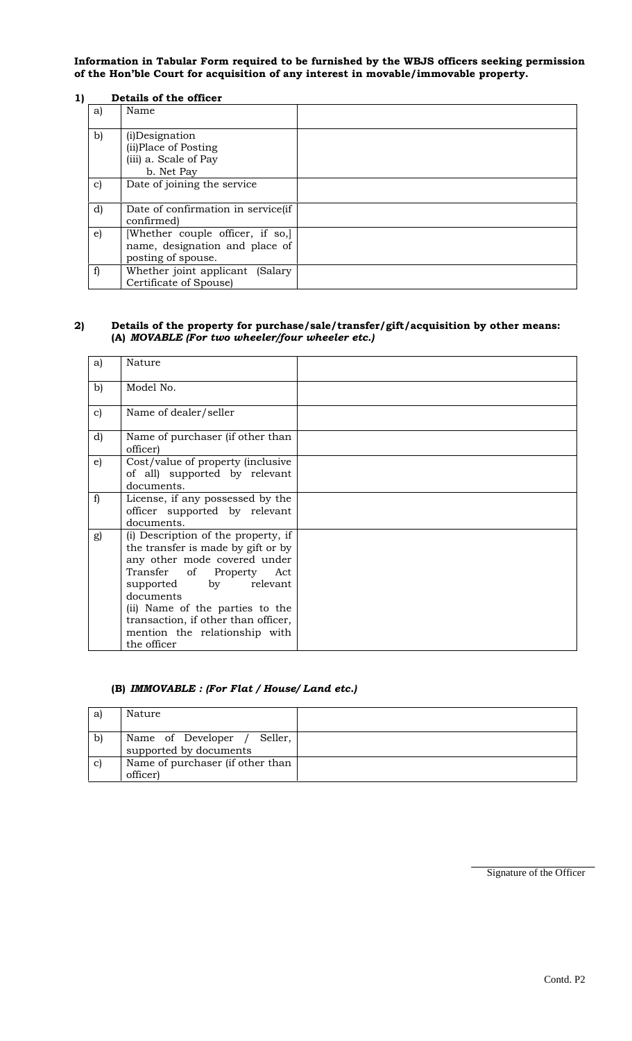**Information in Tabular Form required to be furnished by the WBJS officers seeking permission of the Hon'ble Court for acquisition of any interest in movable/immovable property.**

**1) Details of the officer**

| | | |
|---|---|---|
| a) | Name | |
| b) | (i)Designation<br>(ii)Place of Posting<br>(iii) a. Scale of Pay<br>b. Net Pay | |
| c) | Date of joining the service | |
| d) | Date of confirmation in service(if confirmed) | |
| e) | [Whether couple officer, if so,] name, designation and place of posting of spouse. | |
| f) | Whether joint applicant (Salary Certificate of Spouse) | |

**2) Details of the property for purchase/sale/transfer/gift/acquisition by other means:**
**(A)** ***MOVABLE (For two wheeler/four wheeler etc.)***

| | | |
|---|---|---|
| a) | Nature | |
| b) | Model No. | |
| c) | Name of dealer/seller | |
| d) | Name of purchaser (if other than officer) | |
| e) | Cost/value of property (inclusive of all) supported by relevant documents. | |
| f) | License, if any possessed by the officer supported by relevant documents. | |
| g) | (i) Description of the property, if the transfer is made by gift or by any other mode covered under Transfer of Property Act supported by relevant documents<br>(ii) Name of the parties to the transaction, if other than officer, mention the relationship with the officer | |

**(B)** ***IMMOVABLE : (For Flat / House/ Land etc.)***

| | | |
|---|---|---|
| a) | Nature | |
| b) | Name of Developer / Seller, supported by documents | |
| c) | Name of purchaser (if other than officer) | |

Signature of the Officer

Contd. P2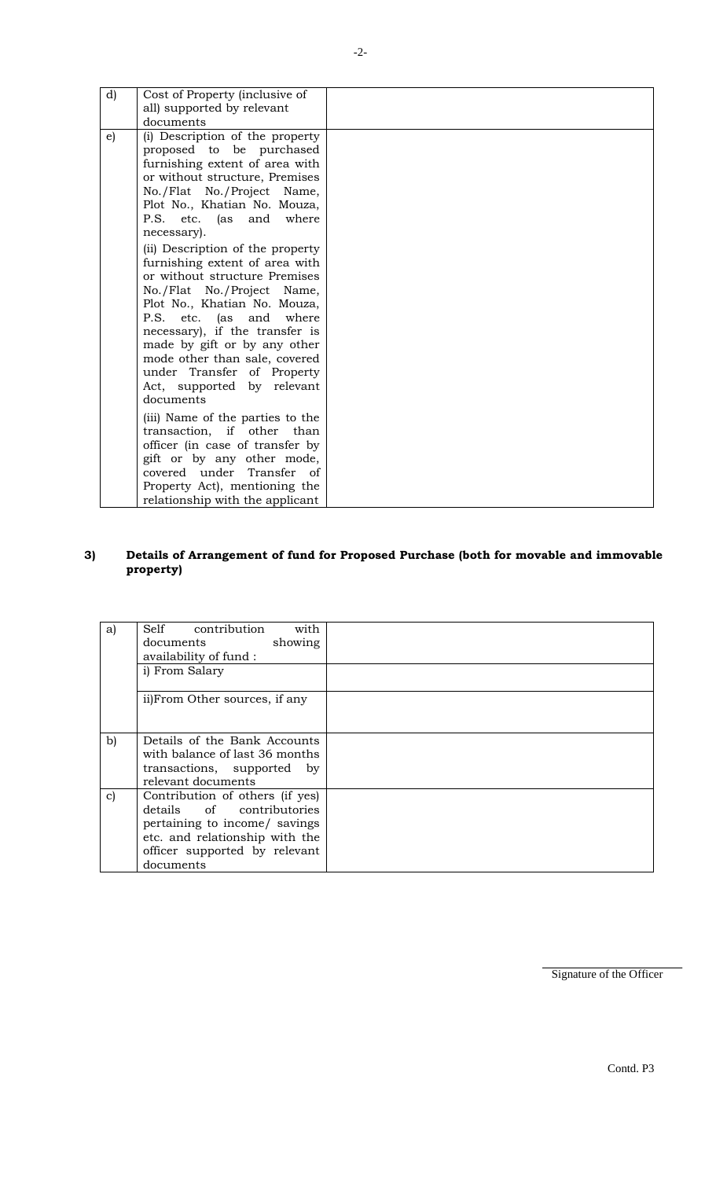| | | |
|---|---|---|
| d) | Cost of Property (inclusive of all) supported by relevant documents | |
| e) | (i) Description of the property proposed to be purchased furnishing extent of area with or without structure, Premises No./Flat No./Project Name, Plot No., Khatian No. Mouza, P.S. etc. (as and where necessary).<br><br>(ii) Description of the property furnishing extent of area with or without structure Premises No./Flat No./Project Name, Plot No., Khatian No. Mouza, P.S. etc. (as and where necessary), if the transfer is made by gift or by any other mode other than sale, covered under Transfer of Property Act, supported by relevant documents<br><br>(iii) Name of the parties to the transaction, if other than officer (in case of transfer by gift or by any other mode, covered under Transfer of Property Act), mentioning the relationship with the applicant | |

**3) Details of Arrangement of fund for Proposed Purchase (both for movable and immovable property)**

| | | |
|---|---|---|
| a) | Self contribution with documents showing availability of fund : | |
| | i) From Salary | |
| | ii)From Other sources, if any | |
| b) | Details of the Bank Accounts with balance of last 36 months transactions, supported by relevant documents | |
| c) | Contribution of others (if yes) details of contributories pertaining to income/ savings etc. and relationship with the officer supported by relevant documents | |

Signature of the Officer

Contd. P3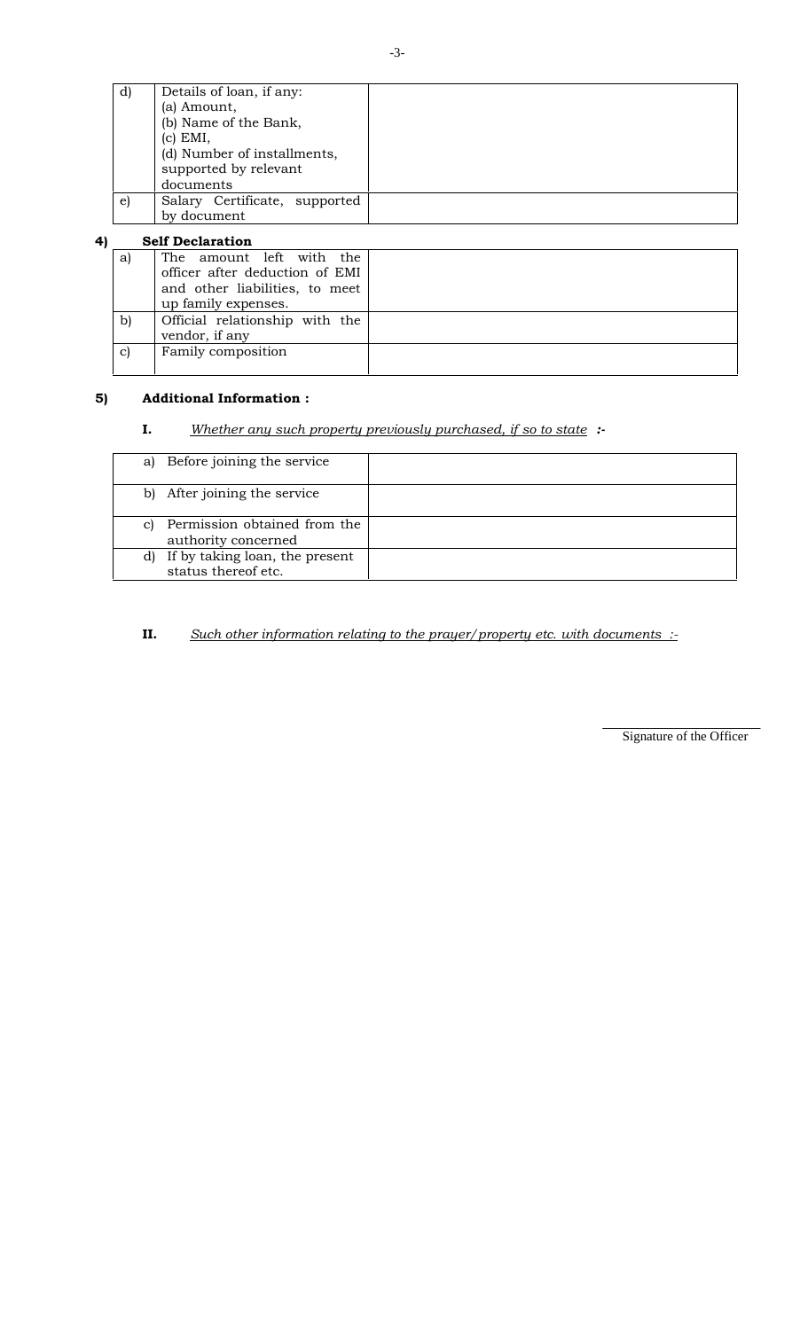| | | |
|---|---|---|
| d) | Details of loan, if any:<br>(a) Amount,<br>(b) Name of the Bank,<br>(c) EMI,<br>(d) Number of installments, supported by relevant documents | |
| e) | Salary Certificate, supported by document | |

**4) Self Declaration**

| | | |
|---|---|---|
| a) | The amount left with the officer after deduction of EMI and other liabilities, to meet up family expenses. | |
| b) | Official relationship with the vendor, if any | |
| c) | Family composition | |

**5) Additional Information :**

**I.** *Whether any such property previously purchased, if so to state* **:-**

| | |
|---|---|
| a) Before joining the service | |
| b) After joining the service | |
| c) Permission obtained from the authority concerned | |
| d) If by taking loan, the present status thereof etc. | |

**II.** *Such other information relating to the prayer/property etc. with documents :-*

Signature of the Officer